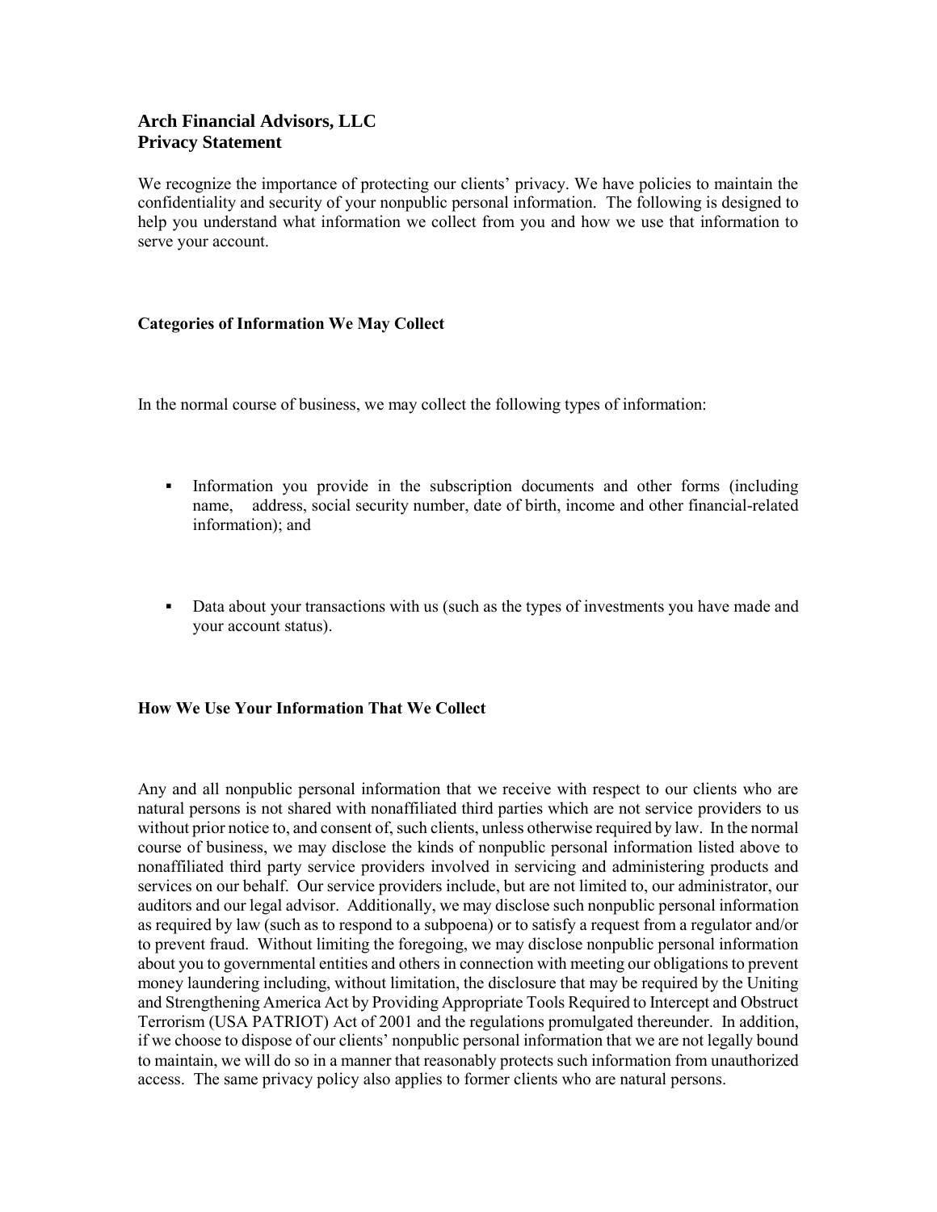## Arch Financial Advisors, LLC
## Privacy Statement

We recognize the importance of protecting our clients' privacy. We have policies to maintain the confidentiality and security of your nonpublic personal information. The following is designed to help you understand what information we collect from you and how we use that information to serve your account.

### Categories of Information We May Collect

In the normal course of business, we may collect the following types of information:

- Information you provide in the subscription documents and other forms (including name, address, social security number, date of birth, income and other financial-related information); and

- Data about your transactions with us (such as the types of investments you have made and your account status).

### How We Use Your Information That We Collect

Any and all nonpublic personal information that we receive with respect to our clients who are natural persons is not shared with nonaffiliated third parties which are not service providers to us without prior notice to, and consent of, such clients, unless otherwise required by law. In the normal course of business, we may disclose the kinds of nonpublic personal information listed above to nonaffiliated third party service providers involved in servicing and administering products and services on our behalf. Our service providers include, but are not limited to, our administrator, our auditors and our legal advisor. Additionally, we may disclose such nonpublic personal information as required by law (such as to respond to a subpoena) or to satisfy a request from a regulator and/or to prevent fraud. Without limiting the foregoing, we may disclose nonpublic personal information about you to governmental entities and others in connection with meeting our obligations to prevent money laundering including, without limitation, the disclosure that may be required by the Uniting and Strengthening America Act by Providing Appropriate Tools Required to Intercept and Obstruct Terrorism (USA PATRIOT) Act of 2001 and the regulations promulgated thereunder. In addition, if we choose to dispose of our clients' nonpublic personal information that we are not legally bound to maintain, we will do so in a manner that reasonably protects such information from unauthorized access. The same privacy policy also applies to former clients who are natural persons.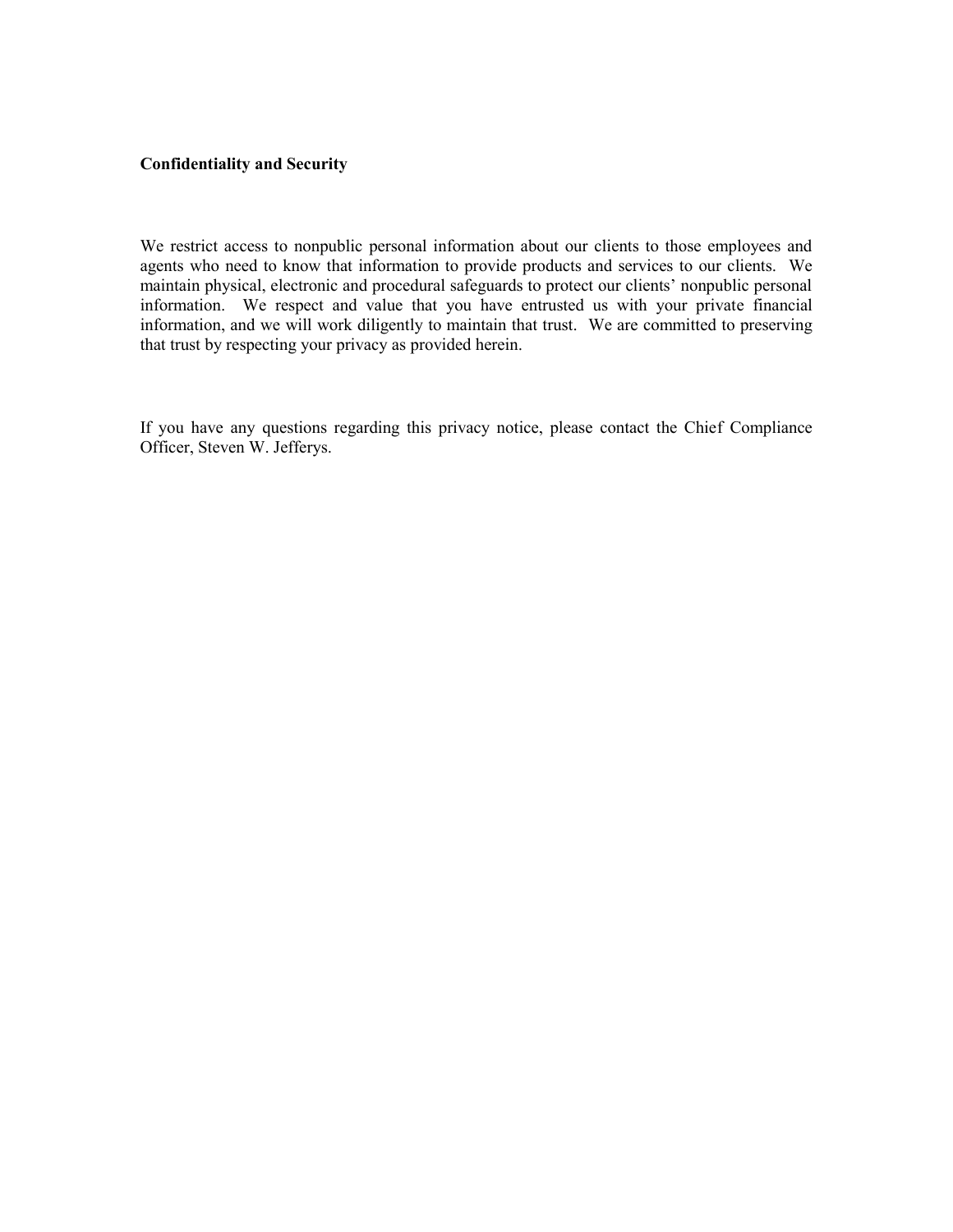**Confidentiality and Security**

We restrict access to nonpublic personal information about our clients to those employees and agents who need to know that information to provide products and services to our clients. We maintain physical, electronic and procedural safeguards to protect our clients' nonpublic personal information. We respect and value that you have entrusted us with your private financial information, and we will work diligently to maintain that trust. We are committed to preserving that trust by respecting your privacy as provided herein.

If you have any questions regarding this privacy notice, please contact the Chief Compliance Officer, Steven W. Jefferys.